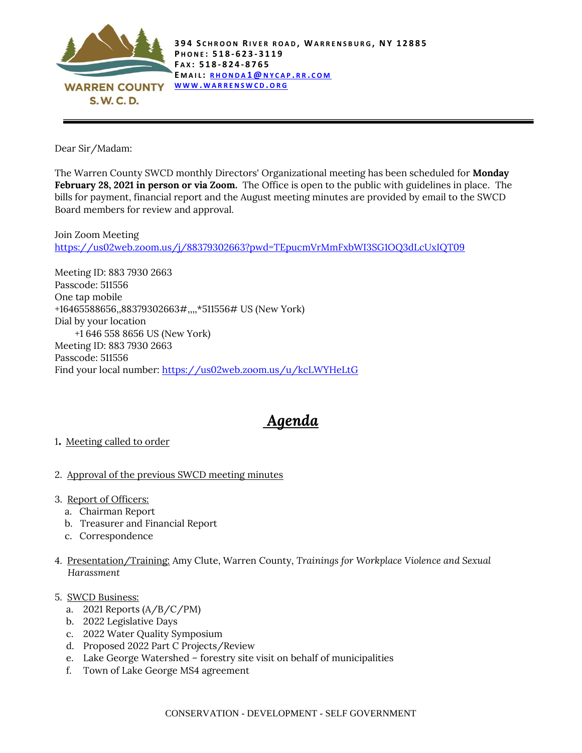WARREN COUNTY S.W.C.D.

**394 Schroon River road, Warrensburg, NY 12885**
**Phone: 518-623-3119**
**Fax: 518-824-8765**
**Email: [rhonda1@nycap.rr.com](mailto:rhonda1@nycap.rr.com)**
**[www.warrenswcd.org](http://www.warrenswcd.org)**

---

Dear Sir/Madam:

The Warren County SWCD monthly Directors' Organizational meeting has been scheduled for **Monday February 28, 2021 in person or via Zoom.** The Office is open to the public with guidelines in place. The bills for payment, financial report and the August meeting minutes are provided by email to the SWCD Board members for review and approval.

Join Zoom Meeting
https://us02web.zoom.us/j/88379302663?pwd=TEpucmVrMmFxbWI3SG1OQ3dLcUxIQT09

Meeting ID: 883 7930 2663
Passcode: 511556
One tap mobile
+16465588656,,88379302663#,,,,*511556# US (New York)
Dial by your location
+1 646 558 8656 US (New York)
Meeting ID: 883 7930 2663
Passcode: 511556
Find your local number: https://us02web.zoom.us/u/kcLWYHeLtG

# *Agenda*

1. Meeting called to order

2. Approval of the previous SWCD meeting minutes

3. Report of Officers:
   a. Chairman Report
   b. Treasurer and Financial Report
   c. Correspondence

4. Presentation/Training: Amy Clute, Warren County, *Trainings for Workplace Violence and Sexual Harassment*

5. SWCD Business:
   a. 2021 Reports (A/B/C/PM)
   b. 2022 Legislative Days
   c. 2022 Water Quality Symposium
   d. Proposed 2022 Part C Projects/Review
   e. Lake George Watershed – forestry site visit on behalf of municipalities
   f. Town of Lake George MS4 agreement

CONSERVATION - DEVELOPMENT - SELF GOVERNMENT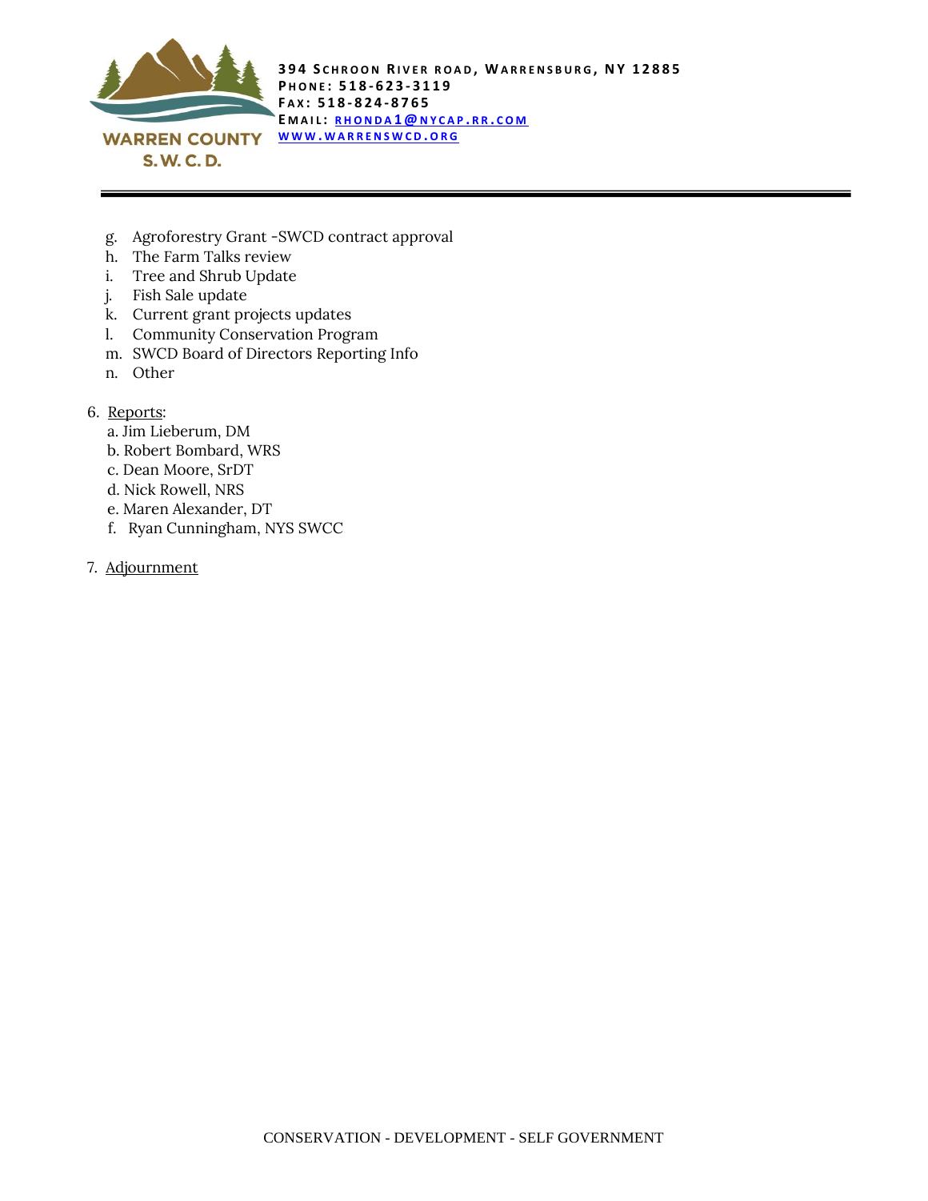394 SCHROON RIVER ROAD, WARRENSBURG, NY 12885
PHONE: 518-623-3119
FAX: 518-824-8765
EMAIL: RHONDA1@NYCAP.RR.COM
WWW.WARRENSWCD.ORG

WARREN COUNTY S.W.C.D.

g. Agroforestry Grant -SWCD contract approval
h. The Farm Talks review
i. Tree and Shrub Update
j. Fish Sale update
k. Current grant projects updates
l. Community Conservation Program
m. SWCD Board of Directors Reporting Info
n. Other

6. Reports:
   a. Jim Lieberum, DM
   b. Robert Bombard, WRS
   c. Dean Moore, SrDT
   d. Nick Rowell, NRS
   e. Maren Alexander, DT
   f. Ryan Cunningham, NYS SWCC

7. Adjournment

CONSERVATION - DEVELOPMENT - SELF GOVERNMENT